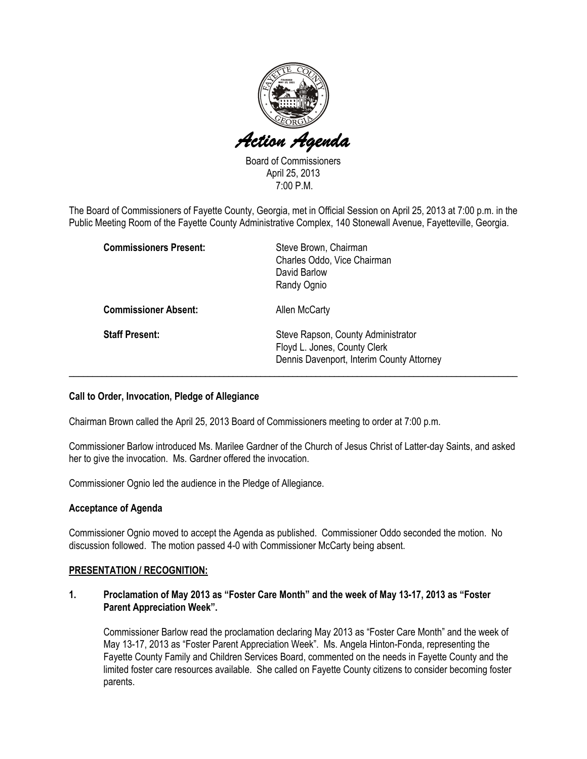# Action Agenda

Board of Commissioners
April 25, 2013
7:00 P.M.

The Board of Commissioners of Fayette County, Georgia, met in Official Session on April 25, 2013 at 7:00 p.m. in the Public Meeting Room of the Fayette County Administrative Complex, 140 Stonewall Avenue, Fayetteville, Georgia.

| | |
|---|---|
| **Commissioners Present:** | Steve Brown, Chairman<br>Charles Oddo, Vice Chairman<br>David Barlow<br>Randy Ognio |
| **Commissioner Absent:** | Allen McCarty |
| **Staff Present:** | Steve Rapson, County Administrator<br>Floyd L. Jones, County Clerk<br>Dennis Davenport, Interim County Attorney |

---

**Call to Order, Invocation, Pledge of Allegiance**

Chairman Brown called the April 25, 2013 Board of Commissioners meeting to order at 7:00 p.m.

Commissioner Barlow introduced Ms. Marilee Gardner of the Church of Jesus Christ of Latter-day Saints, and asked her to give the invocation. Ms. Gardner offered the invocation.

Commissioner Ognio led the audience in the Pledge of Allegiance.

**Acceptance of Agenda**

Commissioner Ognio moved to accept the Agenda as published. Commissioner Oddo seconded the motion. No discussion followed. The motion passed 4-0 with Commissioner McCarty being absent.

**PRESENTATION / RECOGNITION:**

**1. Proclamation of May 2013 as "Foster Care Month" and the week of May 13-17, 2013 as "Foster Parent Appreciation Week".**

Commissioner Barlow read the proclamation declaring May 2013 as "Foster Care Month" and the week of May 13-17, 2013 as "Foster Parent Appreciation Week". Ms. Angela Hinton-Fonda, representing the Fayette County Family and Children Services Board, commented on the needs in Fayette County and the limited foster care resources available. She called on Fayette County citizens to consider becoming foster parents.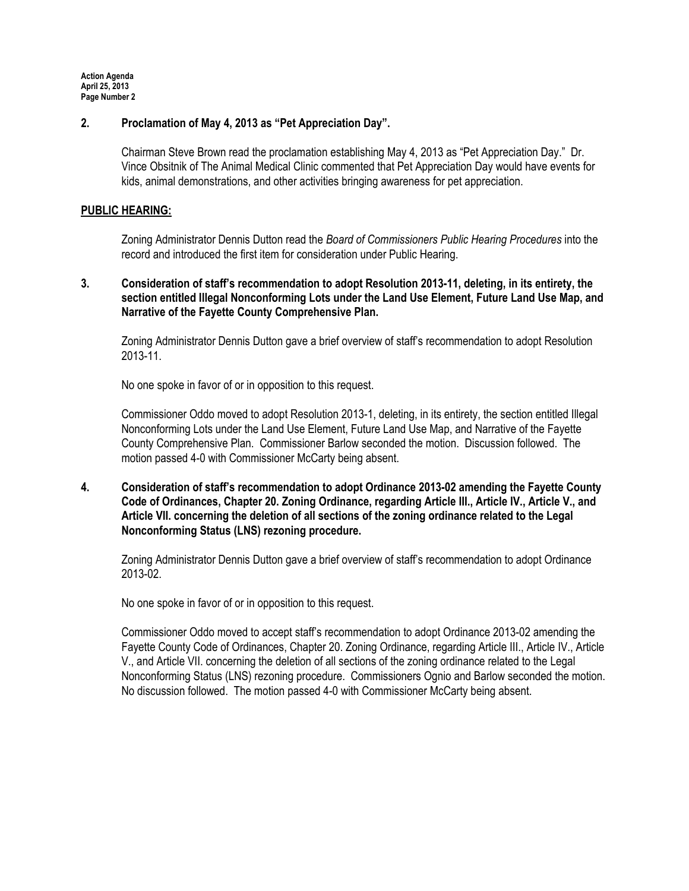**2. Proclamation of May 4, 2013 as "Pet Appreciation Day".**

Chairman Steve Brown read the proclamation establishing May 4, 2013 as "Pet Appreciation Day." Dr. Vince Obsitnik of The Animal Medical Clinic commented that Pet Appreciation Day would have events for kids, animal demonstrations, and other activities bringing awareness for pet appreciation.

**PUBLIC HEARING:**

Zoning Administrator Dennis Dutton read the *Board of Commissioners Public Hearing Procedures* into the record and introduced the first item for consideration under Public Hearing.

**3. Consideration of staff's recommendation to adopt Resolution 2013-11, deleting, in its entirety, the section entitled Illegal Nonconforming Lots under the Land Use Element, Future Land Use Map, and Narrative of the Fayette County Comprehensive Plan.**

Zoning Administrator Dennis Dutton gave a brief overview of staff's recommendation to adopt Resolution 2013-11.

No one spoke in favor of or in opposition to this request.

Commissioner Oddo moved to adopt Resolution 2013-1, deleting, in its entirety, the section entitled Illegal Nonconforming Lots under the Land Use Element, Future Land Use Map, and Narrative of the Fayette County Comprehensive Plan. Commissioner Barlow seconded the motion. Discussion followed. The motion passed 4-0 with Commissioner McCarty being absent.

**4. Consideration of staff's recommendation to adopt Ordinance 2013-02 amending the Fayette County Code of Ordinances, Chapter 20. Zoning Ordinance, regarding Article III., Article IV., Article V., and Article VII. concerning the deletion of all sections of the zoning ordinance related to the Legal Nonconforming Status (LNS) rezoning procedure.**

Zoning Administrator Dennis Dutton gave a brief overview of staff's recommendation to adopt Ordinance 2013-02.

No one spoke in favor of or in opposition to this request.

Commissioner Oddo moved to accept staff's recommendation to adopt Ordinance 2013-02 amending the Fayette County Code of Ordinances, Chapter 20. Zoning Ordinance, regarding Article III., Article IV., Article V., and Article VII. concerning the deletion of all sections of the zoning ordinance related to the Legal Nonconforming Status (LNS) rezoning procedure. Commissioners Ognio and Barlow seconded the motion. No discussion followed. The motion passed 4-0 with Commissioner McCarty being absent.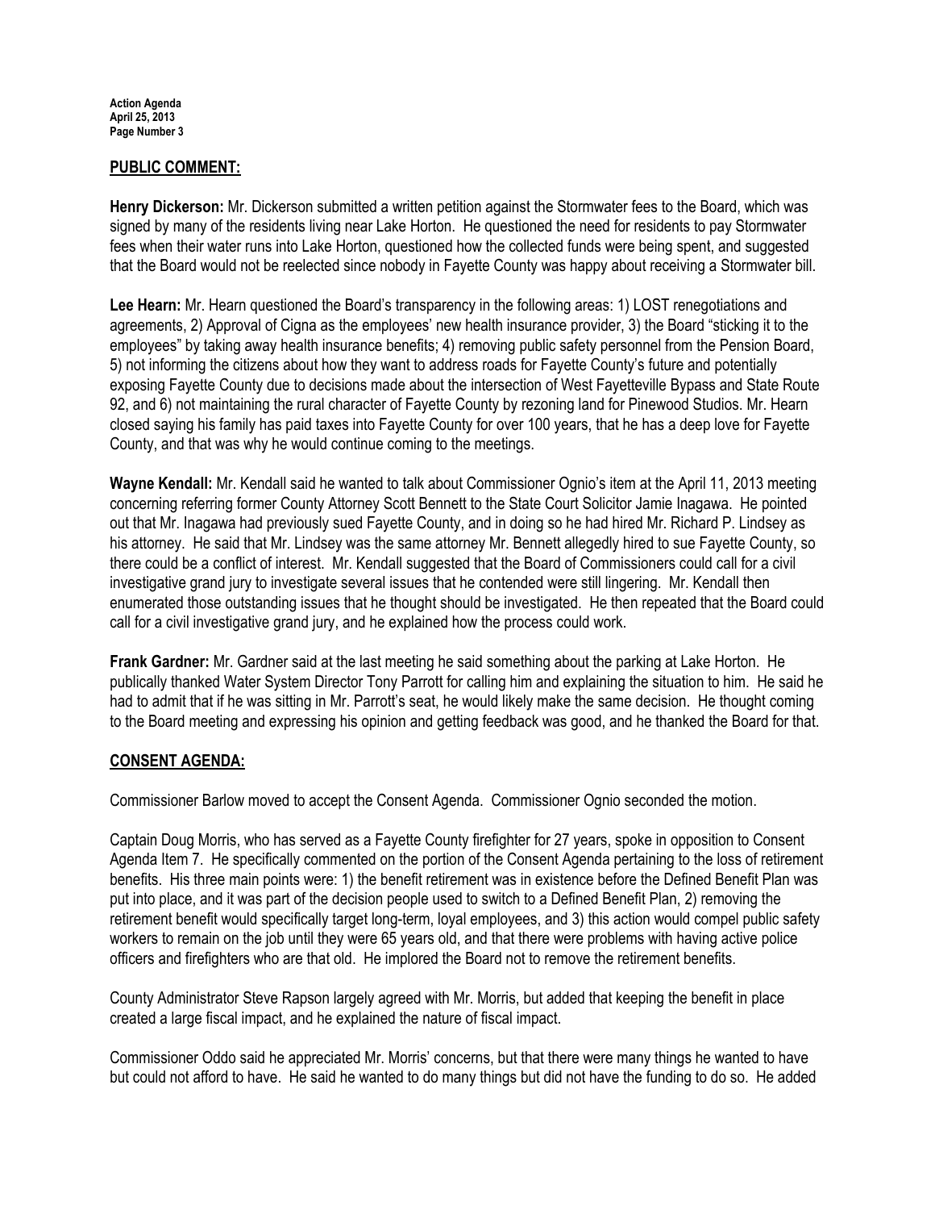## PUBLIC COMMENT:

**Henry Dickerson:** Mr. Dickerson submitted a written petition against the Stormwater fees to the Board, which was signed by many of the residents living near Lake Horton. He questioned the need for residents to pay Stormwater fees when their water runs into Lake Horton, questioned how the collected funds were being spent, and suggested that the Board would not be reelected since nobody in Fayette County was happy about receiving a Stormwater bill.

**Lee Hearn:** Mr. Hearn questioned the Board's transparency in the following areas: 1) LOST renegotiations and agreements, 2) Approval of Cigna as the employees' new health insurance provider, 3) the Board "sticking it to the employees" by taking away health insurance benefits; 4) removing public safety personnel from the Pension Board, 5) not informing the citizens about how they want to address roads for Fayette County's future and potentially exposing Fayette County due to decisions made about the intersection of West Fayetteville Bypass and State Route 92, and 6) not maintaining the rural character of Fayette County by rezoning land for Pinewood Studios. Mr. Hearn closed saying his family has paid taxes into Fayette County for over 100 years, that he has a deep love for Fayette County, and that was why he would continue coming to the meetings.

**Wayne Kendall:** Mr. Kendall said he wanted to talk about Commissioner Ognio's item at the April 11, 2013 meeting concerning referring former County Attorney Scott Bennett to the State Court Solicitor Jamie Inagawa. He pointed out that Mr. Inagawa had previously sued Fayette County, and in doing so he had hired Mr. Richard P. Lindsey as his attorney. He said that Mr. Lindsey was the same attorney Mr. Bennett allegedly hired to sue Fayette County, so there could be a conflict of interest. Mr. Kendall suggested that the Board of Commissioners could call for a civil investigative grand jury to investigate several issues that he contended were still lingering. Mr. Kendall then enumerated those outstanding issues that he thought should be investigated. He then repeated that the Board could call for a civil investigative grand jury, and he explained how the process could work.

**Frank Gardner:** Mr. Gardner said at the last meeting he said something about the parking at Lake Horton. He publically thanked Water System Director Tony Parrott for calling him and explaining the situation to him. He said he had to admit that if he was sitting in Mr. Parrott's seat, he would likely make the same decision. He thought coming to the Board meeting and expressing his opinion and getting feedback was good, and he thanked the Board for that.

## CONSENT AGENDA:

Commissioner Barlow moved to accept the Consent Agenda. Commissioner Ognio seconded the motion.

Captain Doug Morris, who has served as a Fayette County firefighter for 27 years, spoke in opposition to Consent Agenda Item 7. He specifically commented on the portion of the Consent Agenda pertaining to the loss of retirement benefits. His three main points were: 1) the benefit retirement was in existence before the Defined Benefit Plan was put into place, and it was part of the decision people used to switch to a Defined Benefit Plan, 2) removing the retirement benefit would specifically target long-term, loyal employees, and 3) this action would compel public safety workers to remain on the job until they were 65 years old, and that there were problems with having active police officers and firefighters who are that old. He implored the Board not to remove the retirement benefits.

County Administrator Steve Rapson largely agreed with Mr. Morris, but added that keeping the benefit in place created a large fiscal impact, and he explained the nature of fiscal impact.

Commissioner Oddo said he appreciated Mr. Morris' concerns, but that there were many things he wanted to have but could not afford to have. He said he wanted to do many things but did not have the funding to do so. He added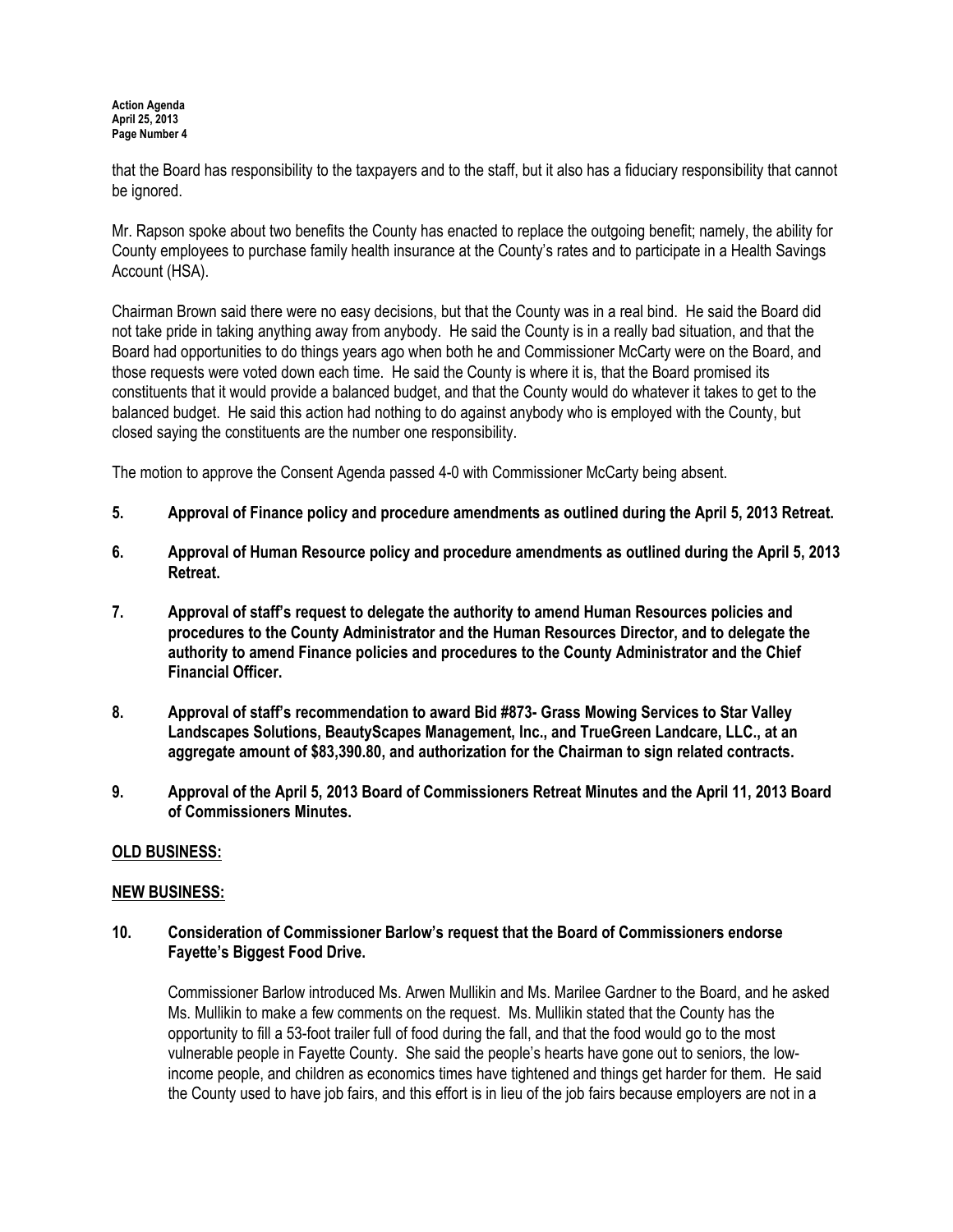that the Board has responsibility to the taxpayers and to the staff, but it also has a fiduciary responsibility that cannot be ignored.

Mr. Rapson spoke about two benefits the County has enacted to replace the outgoing benefit; namely, the ability for County employees to purchase family health insurance at the County's rates and to participate in a Health Savings Account (HSA).

Chairman Brown said there were no easy decisions, but that the County was in a real bind. He said the Board did not take pride in taking anything away from anybody. He said the County is in a really bad situation, and that the Board had opportunities to do things years ago when both he and Commissioner McCarty were on the Board, and those requests were voted down each time. He said the County is where it is, that the Board promised its constituents that it would provide a balanced budget, and that the County would do whatever it takes to get to the balanced budget. He said this action had nothing to do against anybody who is employed with the County, but closed saying the constituents are the number one responsibility.

The motion to approve the Consent Agenda passed 4-0 with Commissioner McCarty being absent.

**5. Approval of Finance policy and procedure amendments as outlined during the April 5, 2013 Retreat.**

**6. Approval of Human Resource policy and procedure amendments as outlined during the April 5, 2013 Retreat.**

**7. Approval of staff's request to delegate the authority to amend Human Resources policies and procedures to the County Administrator and the Human Resources Director, and to delegate the authority to amend Finance policies and procedures to the County Administrator and the Chief Financial Officer.**

**8. Approval of staff's recommendation to award Bid #873- Grass Mowing Services to Star Valley Landscapes Solutions, BeautyScapes Management, Inc., and TrueGreen Landcare, LLC., at an aggregate amount of $83,390.80, and authorization for the Chairman to sign related contracts.**

**9. Approval of the April 5, 2013 Board of Commissioners Retreat Minutes and the April 11, 2013 Board of Commissioners Minutes.**

**OLD BUSINESS:**

**NEW BUSINESS:**

**10. Consideration of Commissioner Barlow's request that the Board of Commissioners endorse Fayette's Biggest Food Drive.**

Commissioner Barlow introduced Ms. Arwen Mullikin and Ms. Marilee Gardner to the Board, and he asked Ms. Mullikin to make a few comments on the request. Ms. Mullikin stated that the County has the opportunity to fill a 53-foot trailer full of food during the fall, and that the food would go to the most vulnerable people in Fayette County. She said the people's hearts have gone out to seniors, the low-income people, and children as economics times have tightened and things get harder for them. He said the County used to have job fairs, and this effort is in lieu of the job fairs because employers are not in a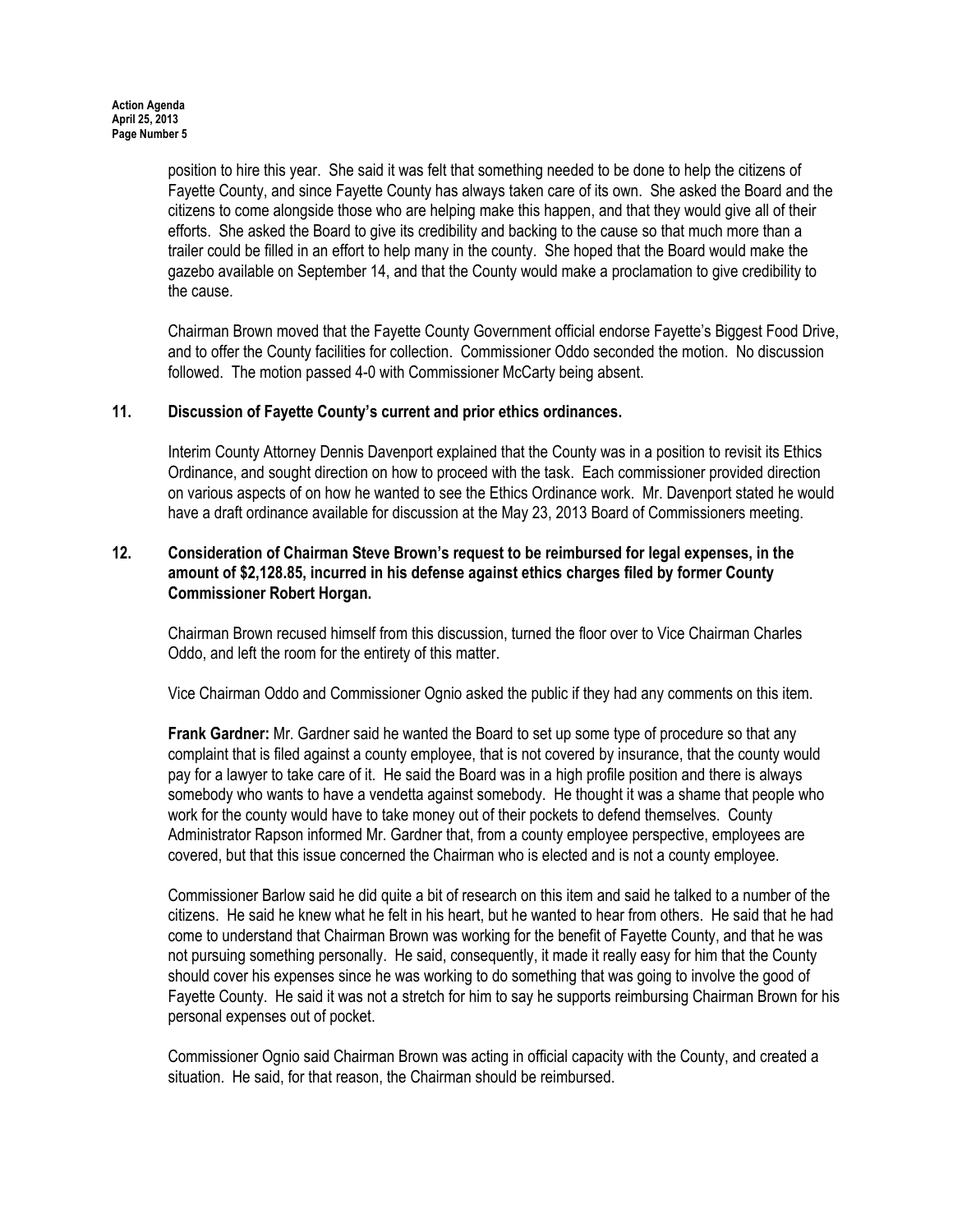position to hire this year. She said it was felt that something needed to be done to help the citizens of Fayette County, and since Fayette County has always taken care of its own. She asked the Board and the citizens to come alongside those who are helping make this happen, and that they would give all of their efforts. She asked the Board to give its credibility and backing to the cause so that much more than a trailer could be filled in an effort to help many in the county. She hoped that the Board would make the gazebo available on September 14, and that the County would make a proclamation to give credibility to the cause.

Chairman Brown moved that the Fayette County Government official endorse Fayette's Biggest Food Drive, and to offer the County facilities for collection. Commissioner Oddo seconded the motion. No discussion followed. The motion passed 4-0 with Commissioner McCarty being absent.

**11. Discussion of Fayette County's current and prior ethics ordinances.**

Interim County Attorney Dennis Davenport explained that the County was in a position to revisit its Ethics Ordinance, and sought direction on how to proceed with the task. Each commissioner provided direction on various aspects of on how he wanted to see the Ethics Ordinance work. Mr. Davenport stated he would have a draft ordinance available for discussion at the May 23, 2013 Board of Commissioners meeting.

**12. Consideration of Chairman Steve Brown's request to be reimbursed for legal expenses, in the amount of $2,128.85, incurred in his defense against ethics charges filed by former County Commissioner Robert Horgan.**

Chairman Brown recused himself from this discussion, turned the floor over to Vice Chairman Charles Oddo, and left the room for the entirety of this matter.

Vice Chairman Oddo and Commissioner Ognio asked the public if they had any comments on this item.

**Frank Gardner:** Mr. Gardner said he wanted the Board to set up some type of procedure so that any complaint that is filed against a county employee, that is not covered by insurance, that the county would pay for a lawyer to take care of it. He said the Board was in a high profile position and there is always somebody who wants to have a vendetta against somebody. He thought it was a shame that people who work for the county would have to take money out of their pockets to defend themselves. County Administrator Rapson informed Mr. Gardner that, from a county employee perspective, employees are covered, but that this issue concerned the Chairman who is elected and is not a county employee.

Commissioner Barlow said he did quite a bit of research on this item and said he talked to a number of the citizens. He said he knew what he felt in his heart, but he wanted to hear from others. He said that he had come to understand that Chairman Brown was working for the benefit of Fayette County, and that he was not pursuing something personally. He said, consequently, it made it really easy for him that the County should cover his expenses since he was working to do something that was going to involve the good of Fayette County. He said it was not a stretch for him to say he supports reimbursing Chairman Brown for his personal expenses out of pocket.

Commissioner Ognio said Chairman Brown was acting in official capacity with the County, and created a situation. He said, for that reason, the Chairman should be reimbursed.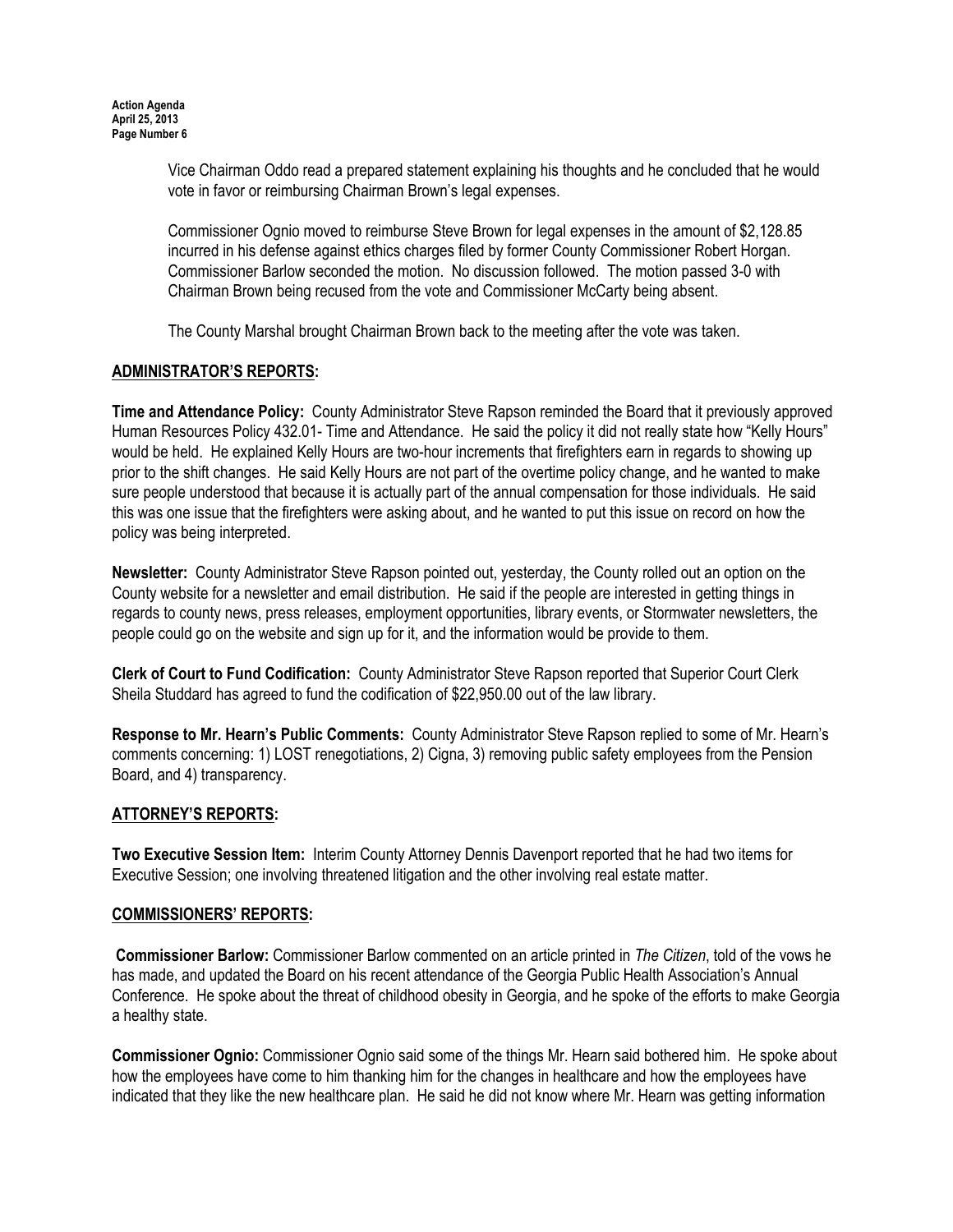Vice Chairman Oddo read a prepared statement explaining his thoughts and he concluded that he would vote in favor or reimbursing Chairman Brown's legal expenses.

Commissioner Ognio moved to reimburse Steve Brown for legal expenses in the amount of $2,128.85 incurred in his defense against ethics charges filed by former County Commissioner Robert Horgan. Commissioner Barlow seconded the motion. No discussion followed. The motion passed 3-0 with Chairman Brown being recused from the vote and Commissioner McCarty being absent.

The County Marshal brought Chairman Brown back to the meeting after the vote was taken.

## ADMINISTRATOR'S REPORTS:

**Time and Attendance Policy:** County Administrator Steve Rapson reminded the Board that it previously approved Human Resources Policy 432.01- Time and Attendance. He said the policy it did not really state how "Kelly Hours" would be held. He explained Kelly Hours are two-hour increments that firefighters earn in regards to showing up prior to the shift changes. He said Kelly Hours are not part of the overtime policy change, and he wanted to make sure people understood that because it is actually part of the annual compensation for those individuals. He said this was one issue that the firefighters were asking about, and he wanted to put this issue on record on how the policy was being interpreted.

**Newsletter:** County Administrator Steve Rapson pointed out, yesterday, the County rolled out an option on the County website for a newsletter and email distribution. He said if the people are interested in getting things in regards to county news, press releases, employment opportunities, library events, or Stormwater newsletters, the people could go on the website and sign up for it, and the information would be provide to them.

**Clerk of Court to Fund Codification:** County Administrator Steve Rapson reported that Superior Court Clerk Sheila Studdard has agreed to fund the codification of $22,950.00 out of the law library.

**Response to Mr. Hearn's Public Comments:** County Administrator Steve Rapson replied to some of Mr. Hearn's comments concerning: 1) LOST renegotiations, 2) Cigna, 3) removing public safety employees from the Pension Board, and 4) transparency.

## ATTORNEY'S REPORTS:

**Two Executive Session Item:** Interim County Attorney Dennis Davenport reported that he had two items for Executive Session; one involving threatened litigation and the other involving real estate matter.

## COMMISSIONERS' REPORTS:

**Commissioner Barlow:** Commissioner Barlow commented on an article printed in *The Citizen*, told of the vows he has made, and updated the Board on his recent attendance of the Georgia Public Health Association's Annual Conference. He spoke about the threat of childhood obesity in Georgia, and he spoke of the efforts to make Georgia a healthy state.

**Commissioner Ognio:** Commissioner Ognio said some of the things Mr. Hearn said bothered him. He spoke about how the employees have come to him thanking him for the changes in healthcare and how the employees have indicated that they like the new healthcare plan. He said he did not know where Mr. Hearn was getting information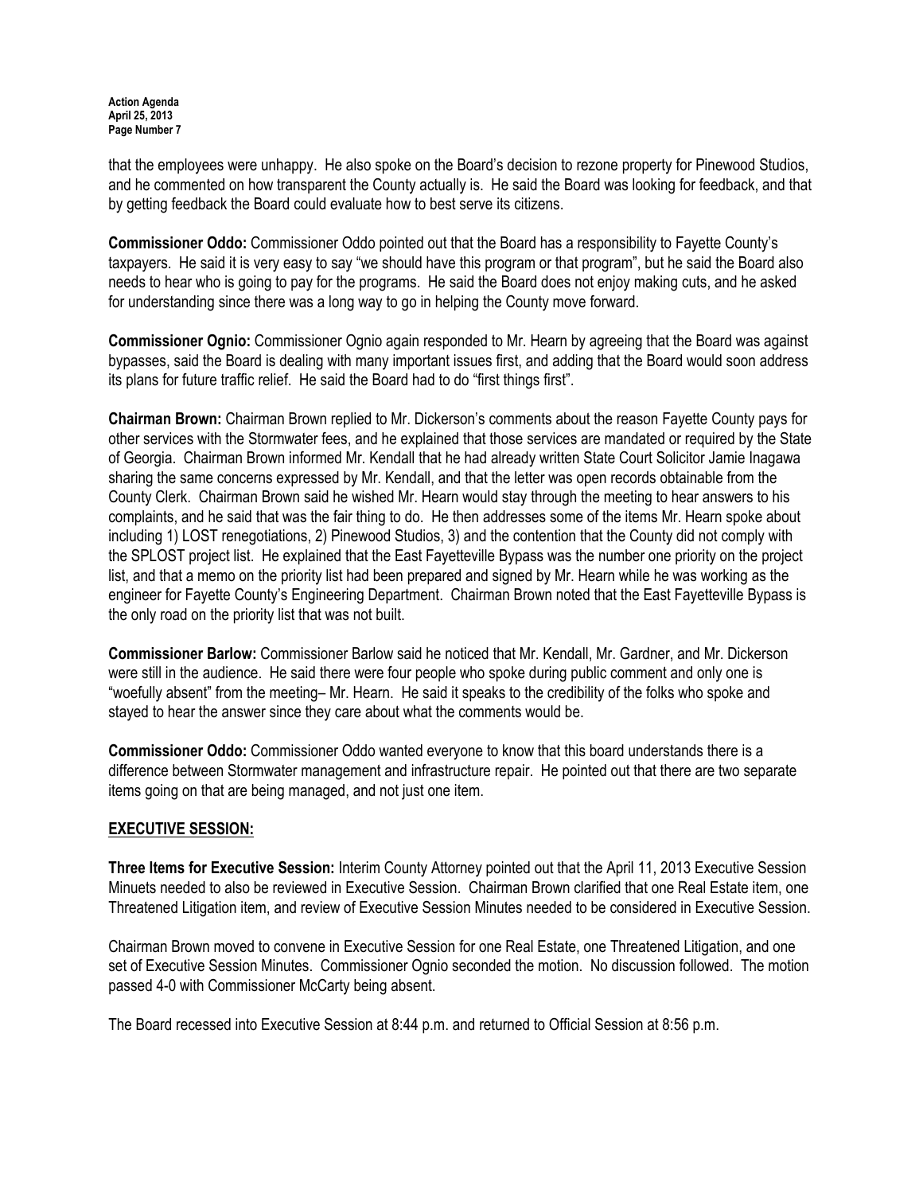that the employees were unhappy. He also spoke on the Board's decision to rezone property for Pinewood Studios, and he commented on how transparent the County actually is. He said the Board was looking for feedback, and that by getting feedback the Board could evaluate how to best serve its citizens.

**Commissioner Oddo:** Commissioner Oddo pointed out that the Board has a responsibility to Fayette County's taxpayers. He said it is very easy to say "we should have this program or that program", but he said the Board also needs to hear who is going to pay for the programs. He said the Board does not enjoy making cuts, and he asked for understanding since there was a long way to go in helping the County move forward.

**Commissioner Ognio:** Commissioner Ognio again responded to Mr. Hearn by agreeing that the Board was against bypasses, said the Board is dealing with many important issues first, and adding that the Board would soon address its plans for future traffic relief. He said the Board had to do "first things first".

**Chairman Brown:** Chairman Brown replied to Mr. Dickerson's comments about the reason Fayette County pays for other services with the Stormwater fees, and he explained that those services are mandated or required by the State of Georgia. Chairman Brown informed Mr. Kendall that he had already written State Court Solicitor Jamie Inagawa sharing the same concerns expressed by Mr. Kendall, and that the letter was open records obtainable from the County Clerk. Chairman Brown said he wished Mr. Hearn would stay through the meeting to hear answers to his complaints, and he said that was the fair thing to do. He then addresses some of the items Mr. Hearn spoke about including 1) LOST renegotiations, 2) Pinewood Studios, 3) and the contention that the County did not comply with the SPLOST project list. He explained that the East Fayetteville Bypass was the number one priority on the project list, and that a memo on the priority list had been prepared and signed by Mr. Hearn while he was working as the engineer for Fayette County's Engineering Department. Chairman Brown noted that the East Fayetteville Bypass is the only road on the priority list that was not built.

**Commissioner Barlow:** Commissioner Barlow said he noticed that Mr. Kendall, Mr. Gardner, and Mr. Dickerson were still in the audience. He said there were four people who spoke during public comment and only one is "woefully absent" from the meeting– Mr. Hearn. He said it speaks to the credibility of the folks who spoke and stayed to hear the answer since they care about what the comments would be.

**Commissioner Oddo:** Commissioner Oddo wanted everyone to know that this board understands there is a difference between Stormwater management and infrastructure repair. He pointed out that there are two separate items going on that are being managed, and not just one item.

## EXECUTIVE SESSION:

**Three Items for Executive Session:** Interim County Attorney pointed out that the April 11, 2013 Executive Session Minuets needed to also be reviewed in Executive Session. Chairman Brown clarified that one Real Estate item, one Threatened Litigation item, and review of Executive Session Minutes needed to be considered in Executive Session.

Chairman Brown moved to convene in Executive Session for one Real Estate, one Threatened Litigation, and one set of Executive Session Minutes. Commissioner Ognio seconded the motion. No discussion followed. The motion passed 4-0 with Commissioner McCarty being absent.

The Board recessed into Executive Session at 8:44 p.m. and returned to Official Session at 8:56 p.m.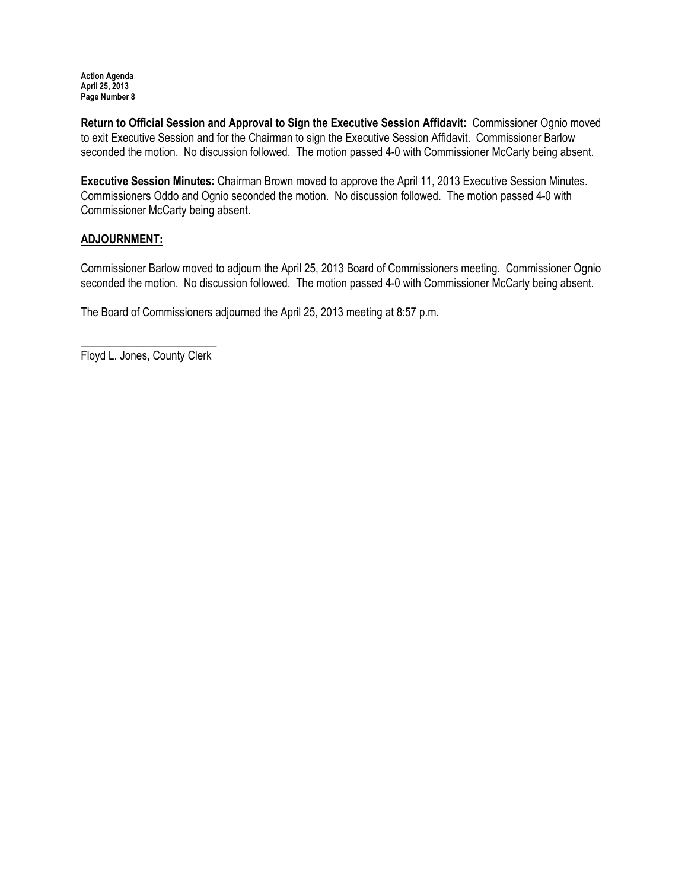**Return to Official Session and Approval to Sign the Executive Session Affidavit:** Commissioner Ognio moved to exit Executive Session and for the Chairman to sign the Executive Session Affidavit. Commissioner Barlow seconded the motion. No discussion followed. The motion passed 4-0 with Commissioner McCarty being absent.

**Executive Session Minutes:** Chairman Brown moved to approve the April 11, 2013 Executive Session Minutes. Commissioners Oddo and Ognio seconded the motion. No discussion followed. The motion passed 4-0 with Commissioner McCarty being absent.

**ADJOURNMENT:**

Commissioner Barlow moved to adjourn the April 25, 2013 Board of Commissioners meeting. Commissioner Ognio seconded the motion. No discussion followed. The motion passed 4-0 with Commissioner McCarty being absent.

The Board of Commissioners adjourned the April 25, 2013 meeting at 8:57 p.m.

\_\_\_\_\_\_\_\_\_\_\_\_\_\_\_\_\_\_\_\_\_\_\_\_\_\_

Floyd L. Jones, County Clerk